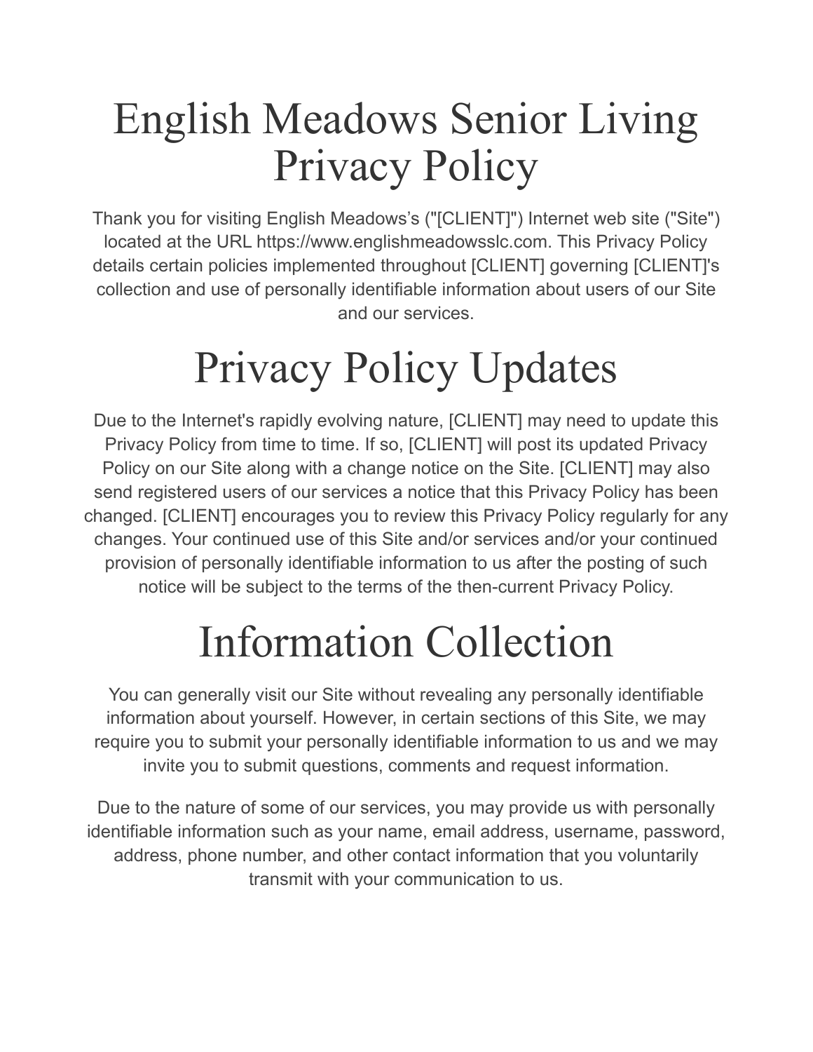# English Meadows Senior Living Privacy Policy

Thank you for visiting English Meadows's ("[CLIENT]") Internet web site ("Site") located at the URL https://www.englishmeadowsslc.com. This Privacy Policy details certain policies implemented throughout [CLIENT] governing [CLIENT]'s collection and use of personally identifiable information about users of our Site and our services.

# Privacy Policy Updates

Due to the Internet's rapidly evolving nature, [CLIENT] may need to update this Privacy Policy from time to time. If so, [CLIENT] will post its updated Privacy Policy on our Site along with a change notice on the Site. [CLIENT] may also send registered users of our services a notice that this Privacy Policy has been changed. [CLIENT] encourages you to review this Privacy Policy regularly for any changes. Your continued use of this Site and/or services and/or your continued provision of personally identifiable information to us after the posting of such notice will be subject to the terms of the then-current Privacy Policy.

# Information Collection

You can generally visit our Site without revealing any personally identifiable information about yourself. However, in certain sections of this Site, we may require you to submit your personally identifiable information to us and we may invite you to submit questions, comments and request information.

Due to the nature of some of our services, you may provide us with personally identifiable information such as your name, email address, username, password, address, phone number, and other contact information that you voluntarily transmit with your communication to us.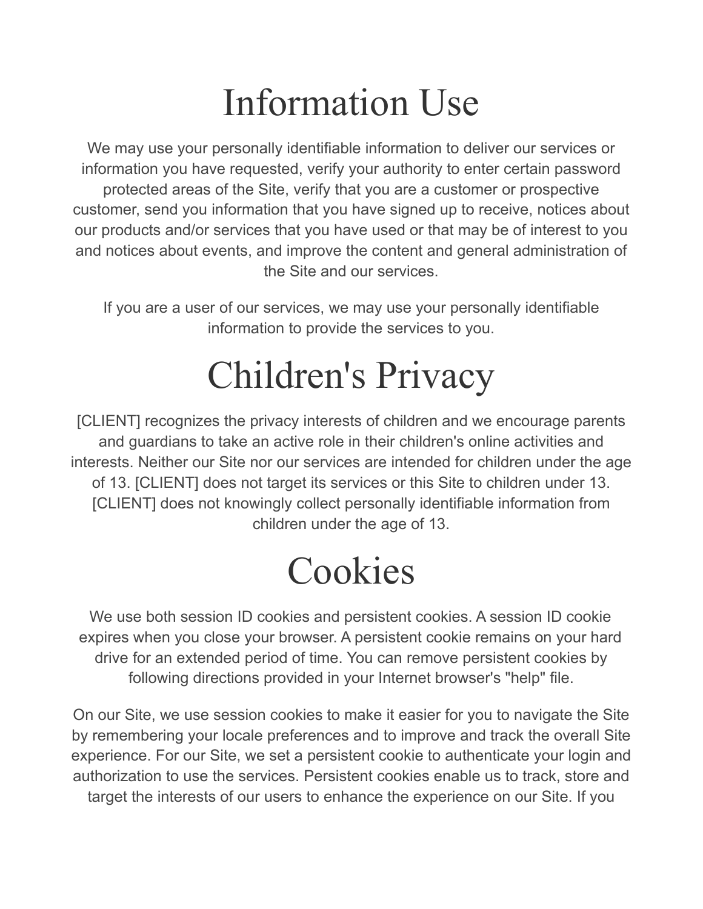# Information Use

We may use your personally identifiable information to deliver our services or information you have requested, verify your authority to enter certain password protected areas of the Site, verify that you are a customer or prospective customer, send you information that you have signed up to receive, notices about our products and/or services that you have used or that may be of interest to you and notices about events, and improve the content and general administration of the Site and our services.

If you are a user of our services, we may use your personally identifiable information to provide the services to you.

# Children's Privacy

[CLIENT] recognizes the privacy interests of children and we encourage parents and guardians to take an active role in their children's online activities and interests. Neither our Site nor our services are intended for children under the age of 13. [CLIENT] does not target its services or this Site to children under 13. [CLIENT] does not knowingly collect personally identifiable information from children under the age of 13.

# Cookies

We use both session ID cookies and persistent cookies. A session ID cookie expires when you close your browser. A persistent cookie remains on your hard drive for an extended period of time. You can remove persistent cookies by following directions provided in your Internet browser's "help" file.

On our Site, we use session cookies to make it easier for you to navigate the Site by remembering your locale preferences and to improve and track the overall Site experience. For our Site, we set a persistent cookie to authenticate your login and authorization to use the services. Persistent cookies enable us to track, store and target the interests of our users to enhance the experience on our Site. If you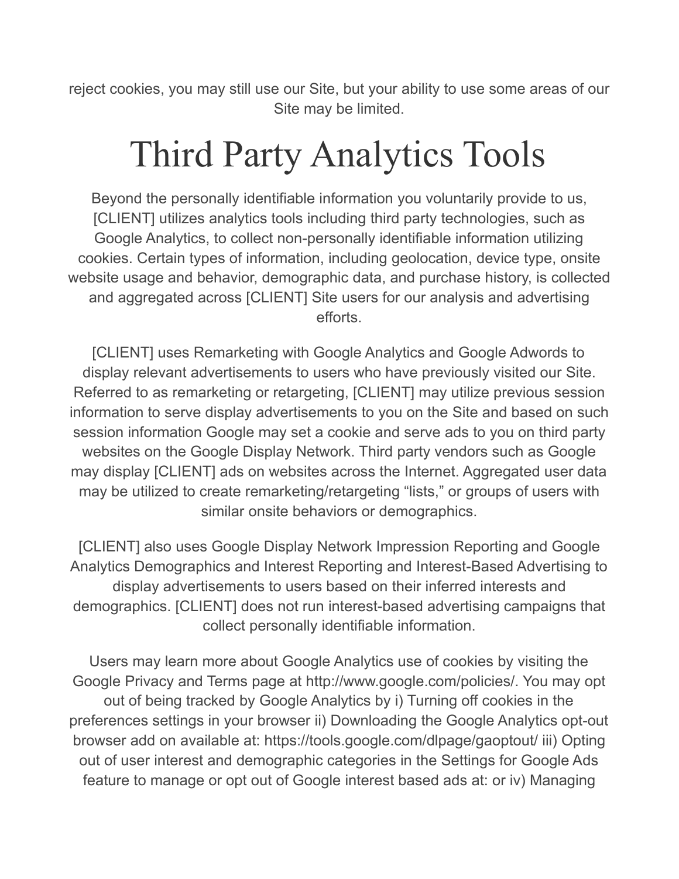reject cookies, you may still use our Site, but your ability to use some areas of our Site may be limited.

# Third Party Analytics Tools

Beyond the personally identifiable information you voluntarily provide to us, [CLIENT] utilizes analytics tools including third party technologies, such as Google Analytics, to collect non-personally identifiable information utilizing cookies. Certain types of information, including geolocation, device type, onsite website usage and behavior, demographic data, and purchase history, is collected and aggregated across [CLIENT] Site users for our analysis and advertising efforts.

[CLIENT] uses Remarketing with Google Analytics and Google Adwords to display relevant advertisements to users who have previously visited our Site. Referred to as remarketing or retargeting, [CLIENT] may utilize previous session information to serve display advertisements to you on the Site and based on such session information Google may set a cookie and serve ads to you on third party websites on the Google Display Network. Third party vendors such as Google may display [CLIENT] ads on websites across the Internet. Aggregated user data may be utilized to create remarketing/retargeting "lists," or groups of users with similar onsite behaviors or demographics.

[CLIENT] also uses Google Display Network Impression Reporting and Google Analytics Demographics and Interest Reporting and Interest-Based Advertising to display advertisements to users based on their inferred interests and demographics. [CLIENT] does not run interest-based advertising campaigns that collect personally identifiable information.

Users may learn more about Google Analytics use of cookies by visiting the Google Privacy and Terms page at http://www.google.com/policies/. You may opt out of being tracked by Google Analytics by i) Turning off cookies in the preferences settings in your browser ii) Downloading the Google Analytics opt-out browser add on available at: https://tools.google.com/dlpage/gaoptout/ iii) Opting out of user interest and demographic categories in the Settings for Google Ads feature to manage or opt out of Google interest based ads at: or iv) Managing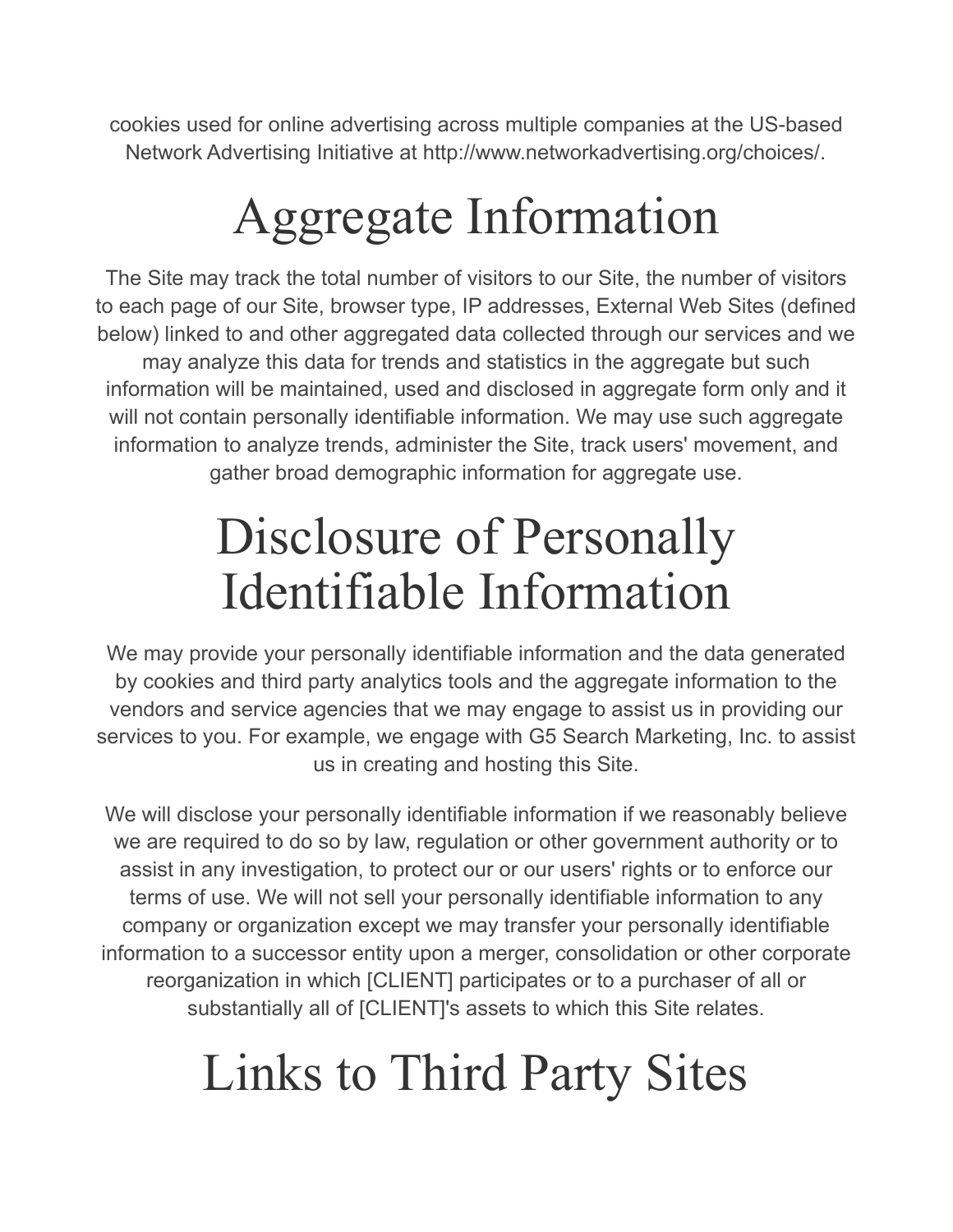cookies used for online advertising across multiple companies at the US-based Network Advertising Initiative at http://www.networkadvertising.org/choices/.

# Aggregate Information

The Site may track the total number of visitors to our Site, the number of visitors to each page of our Site, browser type, IP addresses, External Web Sites (defined below) linked to and other aggregated data collected through our services and we may analyze this data for trends and statistics in the aggregate but such information will be maintained, used and disclosed in aggregate form only and it will not contain personally identifiable information. We may use such aggregate information to analyze trends, administer the Site, track users' movement, and gather broad demographic information for aggregate use.

# Disclosure of Personally Identifiable Information

We may provide your personally identifiable information and the data generated by cookies and third party analytics tools and the aggregate information to the vendors and service agencies that we may engage to assist us in providing our services to you. For example, we engage with G5 Search Marketing, Inc. to assist us in creating and hosting this Site.

We will disclose your personally identifiable information if we reasonably believe we are required to do so by law, regulation or other government authority or to assist in any investigation, to protect our or our users' rights or to enforce our terms of use. We will not sell your personally identifiable information to any company or organization except we may transfer your personally identifiable information to a successor entity upon a merger, consolidation or other corporate reorganization in which [CLIENT] participates or to a purchaser of all or substantially all of [CLIENT]'s assets to which this Site relates.

# Links to Third Party Sites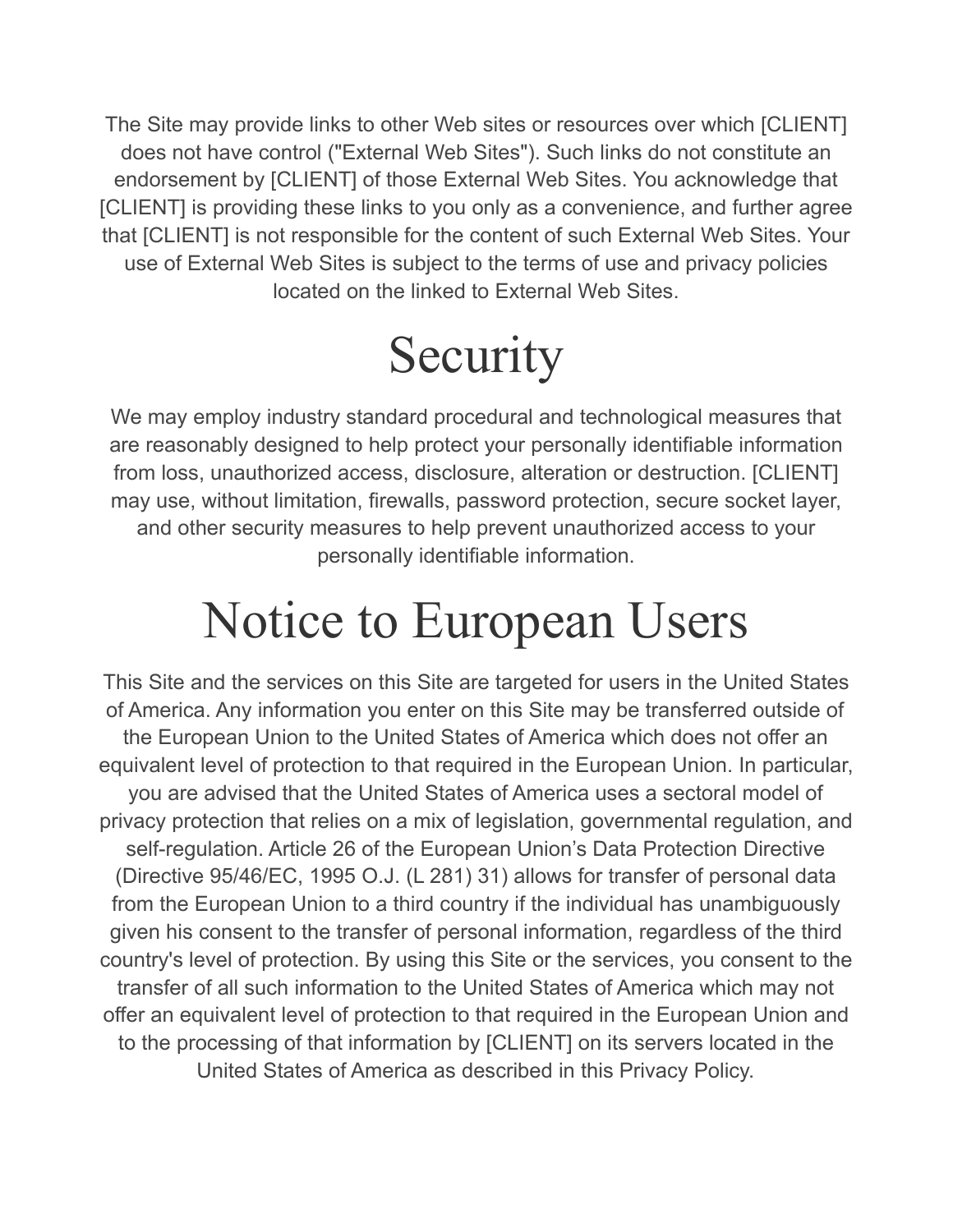The Site may provide links to other Web sites or resources over which [CLIENT] does not have control ("External Web Sites"). Such links do not constitute an endorsement by [CLIENT] of those External Web Sites. You acknowledge that [CLIENT] is providing these links to you only as a convenience, and further agree that [CLIENT] is not responsible for the content of such External Web Sites. Your use of External Web Sites is subject to the terms of use and privacy policies located on the linked to External Web Sites.

# Security

We may employ industry standard procedural and technological measures that are reasonably designed to help protect your personally identifiable information from loss, unauthorized access, disclosure, alteration or destruction. [CLIENT] may use, without limitation, firewalls, password protection, secure socket layer, and other security measures to help prevent unauthorized access to your personally identifiable information.

# Notice to European Users

This Site and the services on this Site are targeted for users in the United States of America. Any information you enter on this Site may be transferred outside of the European Union to the United States of America which does not offer an equivalent level of protection to that required in the European Union. In particular, you are advised that the United States of America uses a sectoral model of privacy protection that relies on a mix of legislation, governmental regulation, and self-regulation. Article 26 of the European Union’s Data Protection Directive (Directive 95/46/EC, 1995 O.J. (L 281) 31) allows for transfer of personal data from the European Union to a third country if the individual has unambiguously given his consent to the transfer of personal information, regardless of the third country's level of protection. By using this Site or the services, you consent to the transfer of all such information to the United States of America which may not offer an equivalent level of protection to that required in the European Union and to the processing of that information by [CLIENT] on its servers located in the United States of America as described in this Privacy Policy.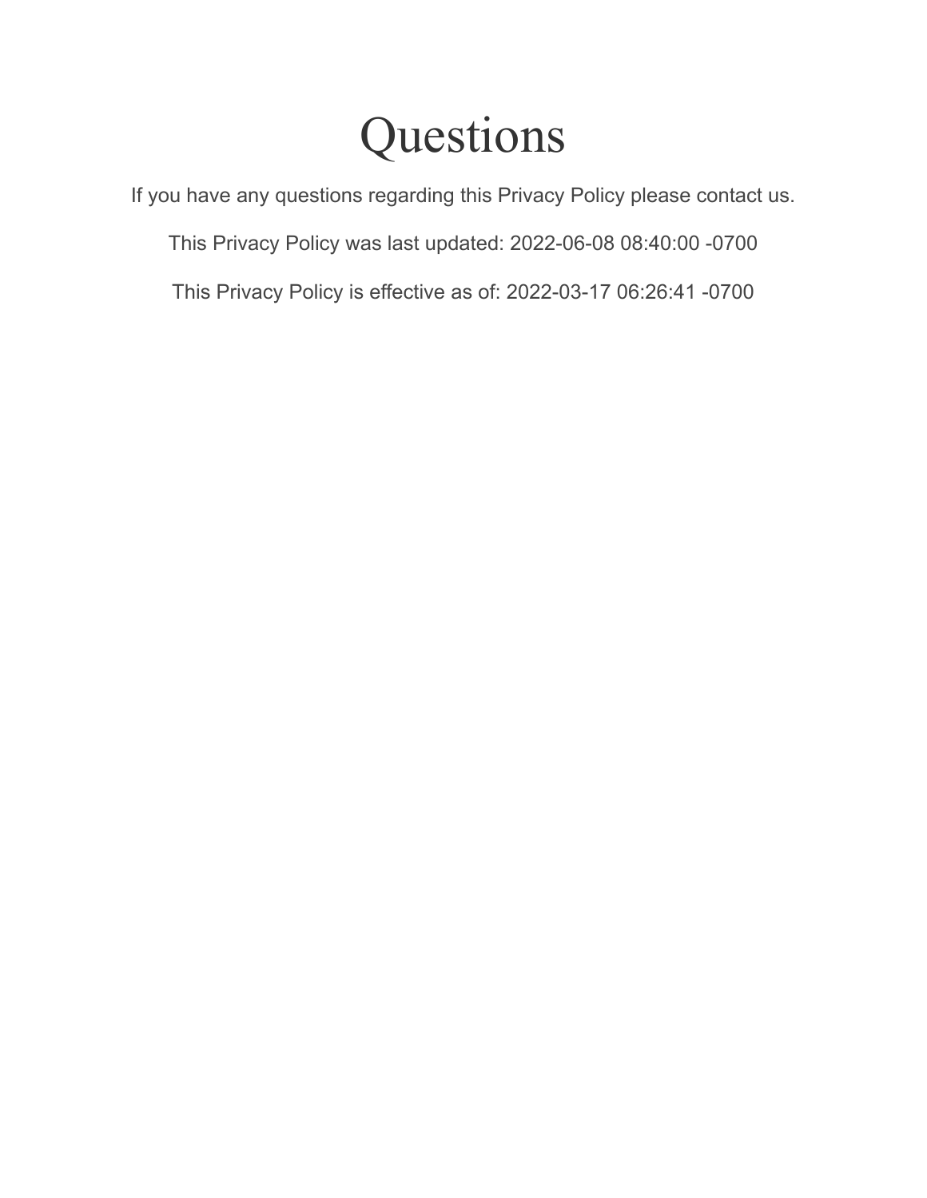# Questions

If you have any questions regarding this Privacy Policy please contact us.

This Privacy Policy was last updated: 2022-06-08 08:40:00 -0700

This Privacy Policy is effective as of: 2022-03-17 06:26:41 -0700